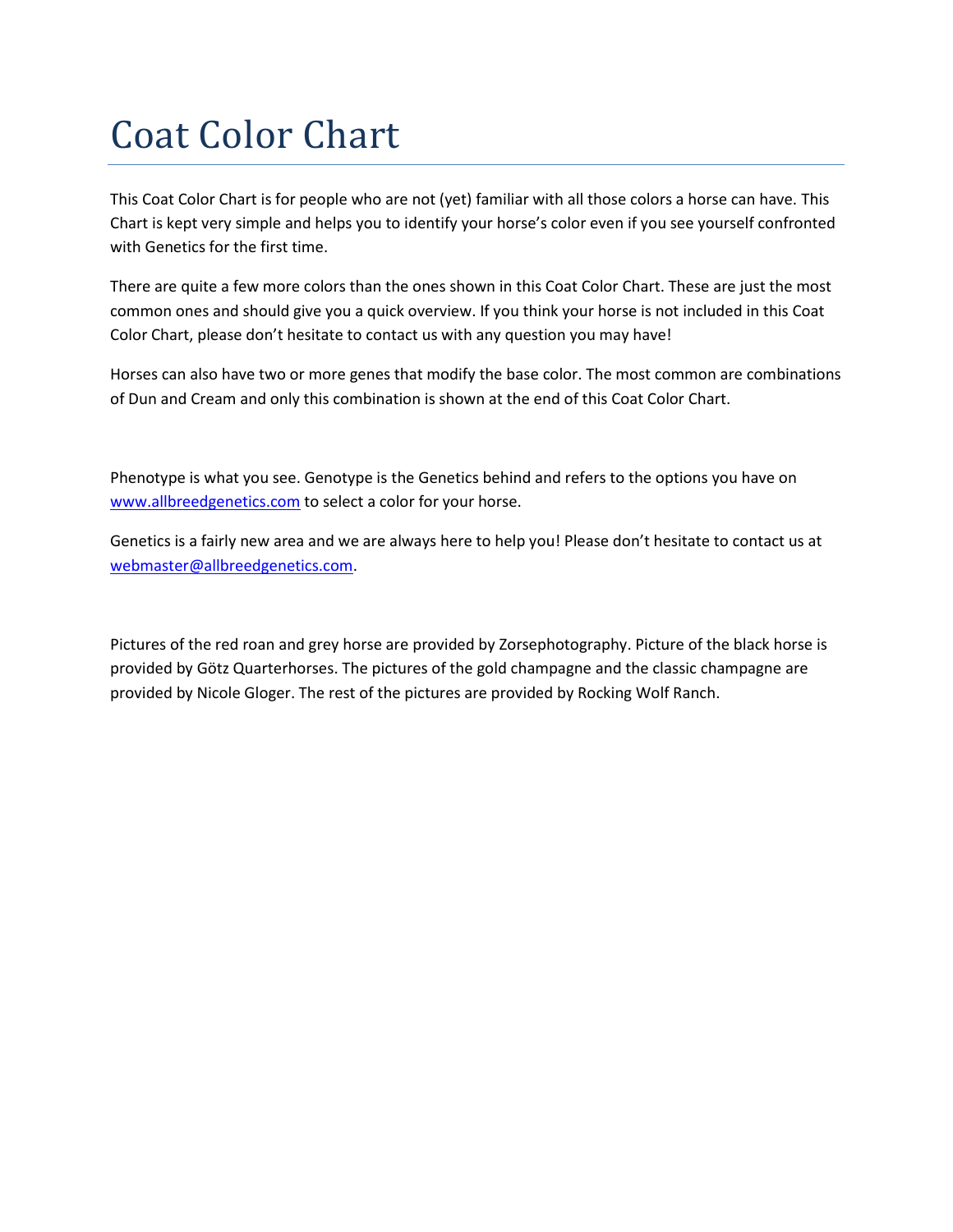# Coat Color Chart

This Coat Color Chart is for people who are not (yet) familiar with all those colors a horse can have. This Chart is kept very simple and helps you to identify your horse's color even if you see yourself confronted with Genetics for the first time.

There are quite a few more colors than the ones shown in this Coat Color Chart. These are just the most common ones and should give you a quick overview. If you think your horse is not included in this Coat Color Chart, please don't hesitate to contact us with any question you may have!

Horses can also have two or more genes that modify the base color. The most common are combinations of Dun and Cream and only this combination is shown at the end of this Coat Color Chart.

Phenotype is what you see. Genotype is the Genetics behind and refers to the options you have on [www.allbreedgenetics.com](http://www.allbreedgenetics.com) to select a color for your horse.

Genetics is a fairly new area and we are always here to help you! Please don't hesitate to contact us at [webmaster@allbreedgenetics.com](mailto:webmaster@allbreedgenetics.com).

Pictures of the red roan and grey horse are provided by Zorsephotography. Picture of the black horse is provided by Götz Quarterhorses. The pictures of the gold champagne and the classic champagne are provided by Nicole Gloger. The rest of the pictures are provided by Rocking Wolf Ranch.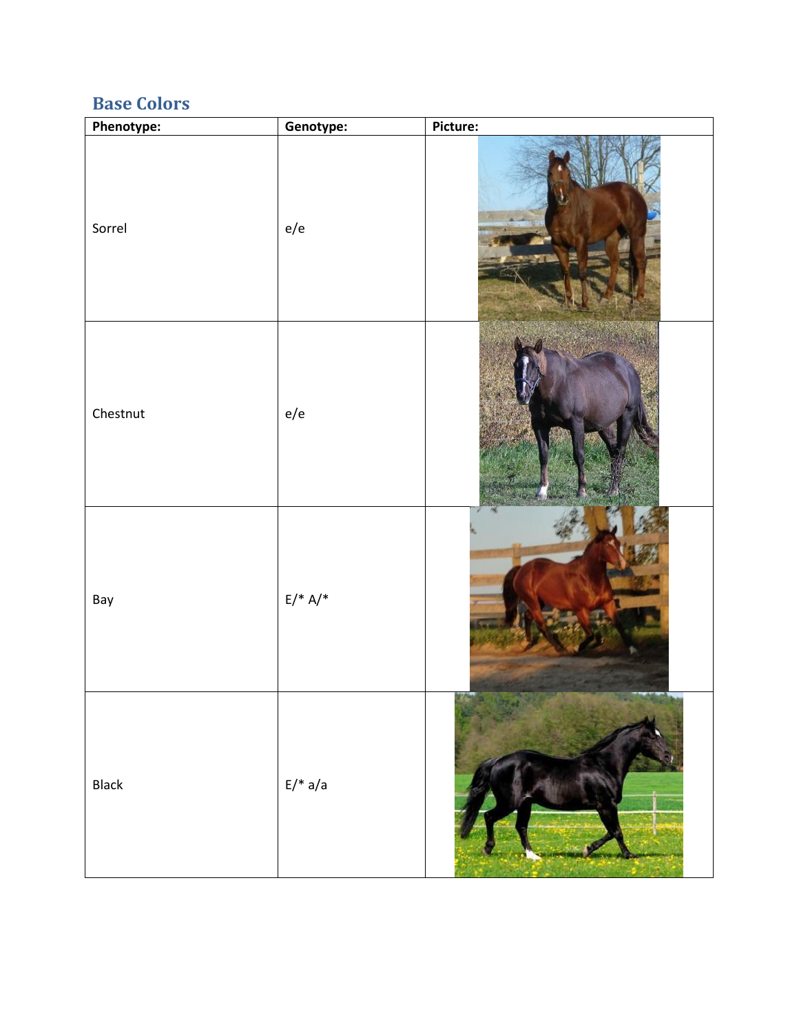## Base Colors

| Phenotype: | Genotype: | Picture: |
|---|---|---|
| Sorrel | e/e | |
| Chestnut | e/e | |
| Bay | E/* A/* | |
| Black | E/* a/a | |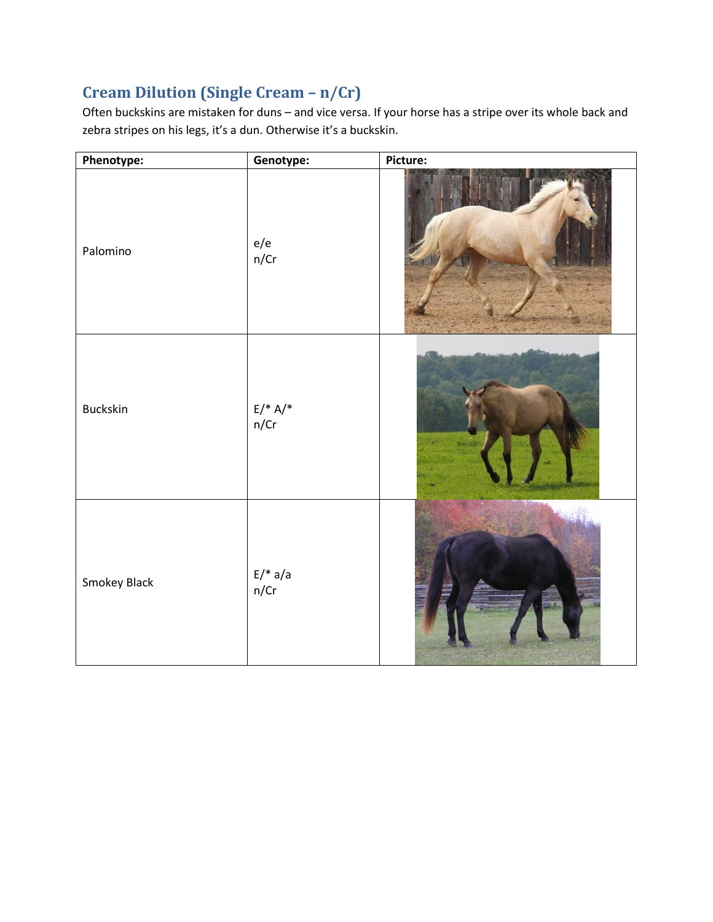## Cream Dilution (Single Cream – n/Cr)

Often buckskins are mistaken for duns – and vice versa. If your horse has a stripe over its whole back and zebra stripes on his legs, it's a dun. Otherwise it's a buckskin.

| Phenotype: | Genotype: | Picture: |
|---|---|---|
| Palomino | e/e<br>n/Cr | |
| Buckskin | E/* A/*<br>n/Cr | |
| Smokey Black | E/* a/a<br>n/Cr | |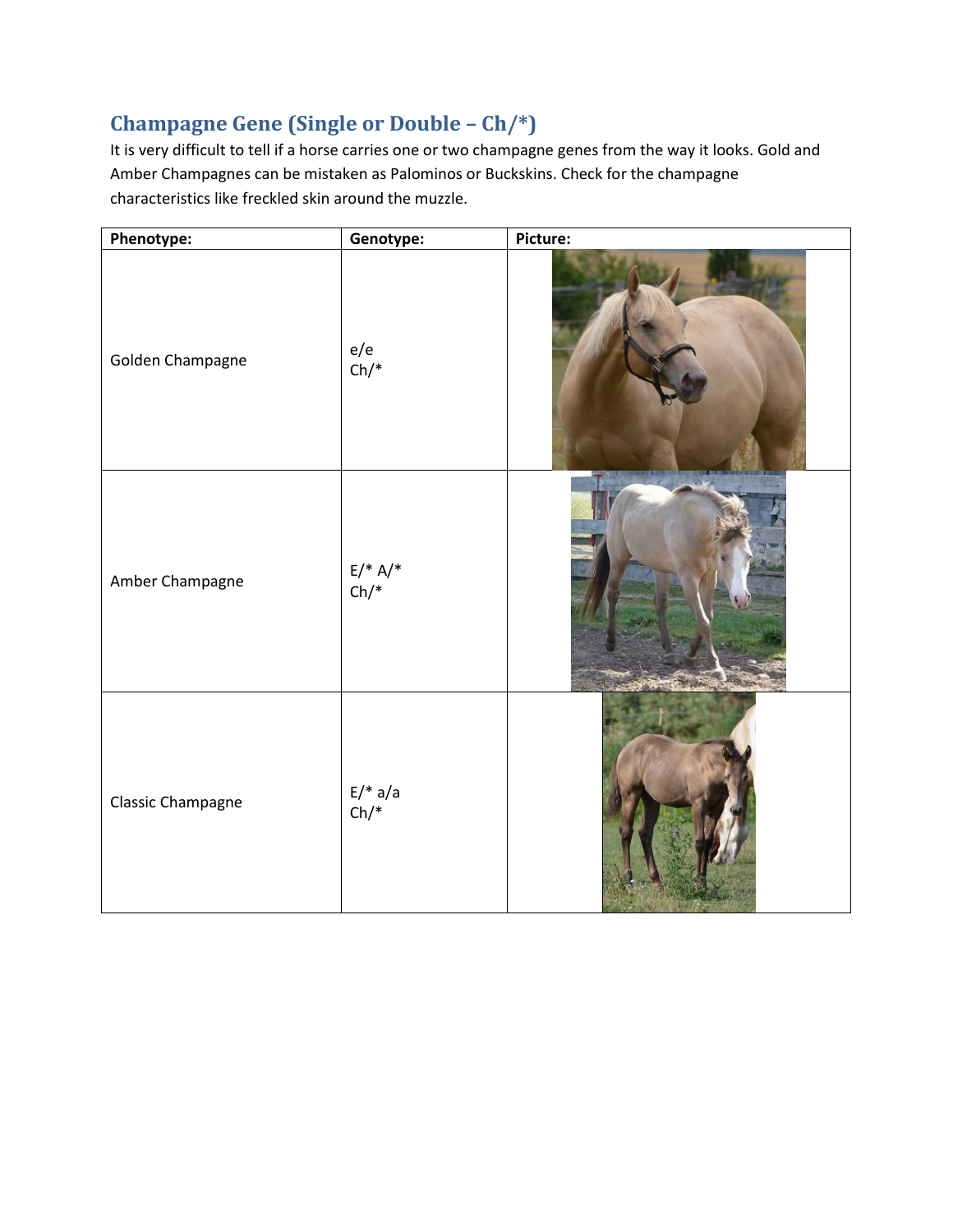## Champagne Gene (Single or Double – Ch/*)

It is very difficult to tell if a horse carries one or two champagne genes from the way it looks. Gold and Amber Champagnes can be mistaken as Palominos or Buckskins. Check for the champagne characteristics like freckled skin around the muzzle.

| Phenotype: | Genotype: | Picture: |
|---|---|---|
| Golden Champagne | e/e<br>Ch/* | |
| Amber Champagne | E/* A/*<br>Ch/* | |
| Classic Champagne | E/* a/a<br>Ch/* | |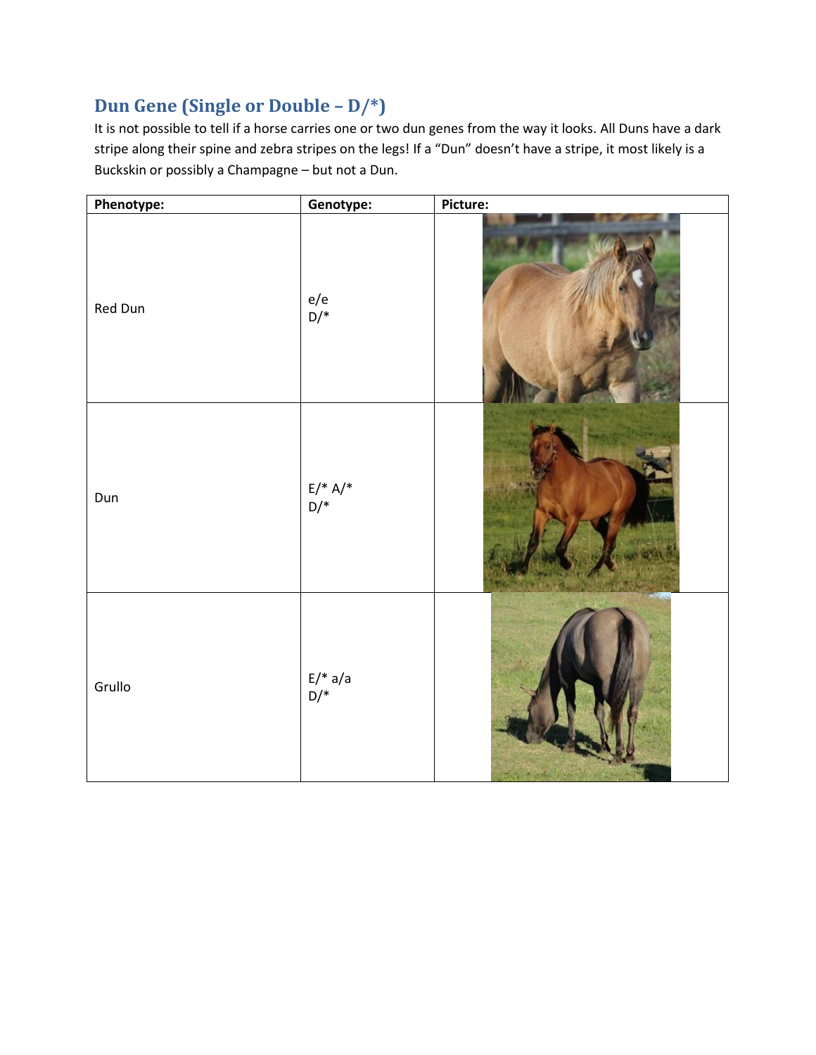## Dun Gene (Single or Double – D/*)

It is not possible to tell if a horse carries one or two dun genes from the way it looks. All Duns have a dark stripe along their spine and zebra stripes on the legs! If a "Dun" doesn't have a stripe, it most likely is a Buckskin or possibly a Champagne – but not a Dun.

| Phenotype: | Genotype: | Picture: |
|---|---|---|
| Red Dun | e/e<br>D/* | |
| Dun | E/* A/*<br>D/* | |
| Grullo | E/* a/a<br>D/* | |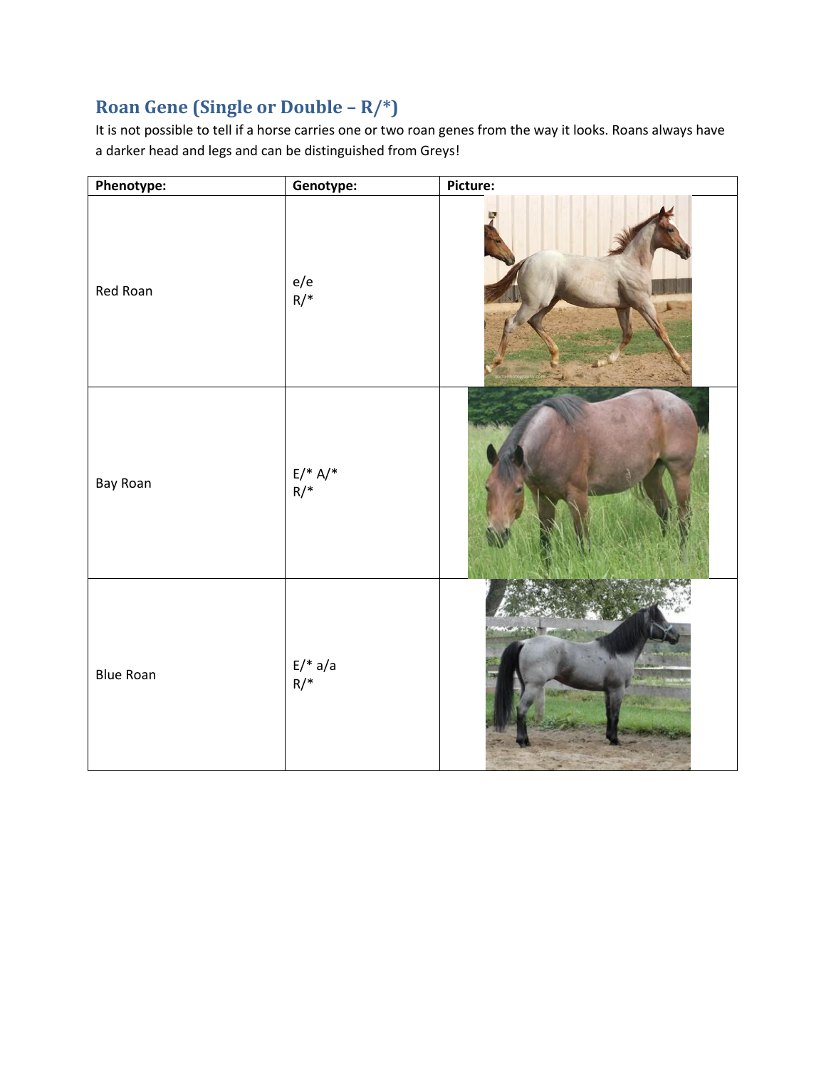## Roan Gene (Single or Double – R/*)

It is not possible to tell if a horse carries one or two roan genes from the way it looks. Roans always have a darker head and legs and can be distinguished from Greys!

| Phenotype: | Genotype: | Picture: |
| --- | --- | --- |
| Red Roan | e/e<br>R/* | |
| Bay Roan | E/* A/*<br>R/* | |
| Blue Roan | E/* a/a<br>R/* | |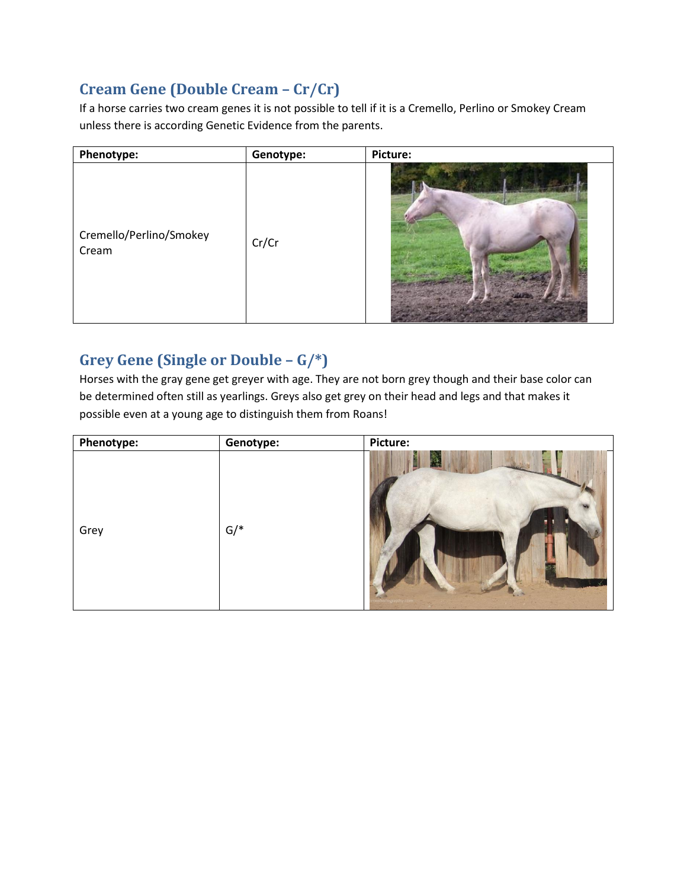## Cream Gene (Double Cream – Cr/Cr)

If a horse carries two cream genes it is not possible to tell if it is a Cremello, Perlino or Smokey Cream unless there is according Genetic Evidence from the parents.

| Phenotype: | Genotype: | Picture: |
|---|---|---|
| Cremello/Perlino/Smokey Cream | Cr/Cr | |

## Grey Gene (Single or Double – G/*)

Horses with the gray gene get greyer with age. They are not born grey though and their base color can be determined often still as yearlings. Greys also get grey on their head and legs and that makes it possible even at a young age to distinguish them from Roans!

| Phenotype: | Genotype: | Picture: |
|---|---|---|
| Grey | G/* | |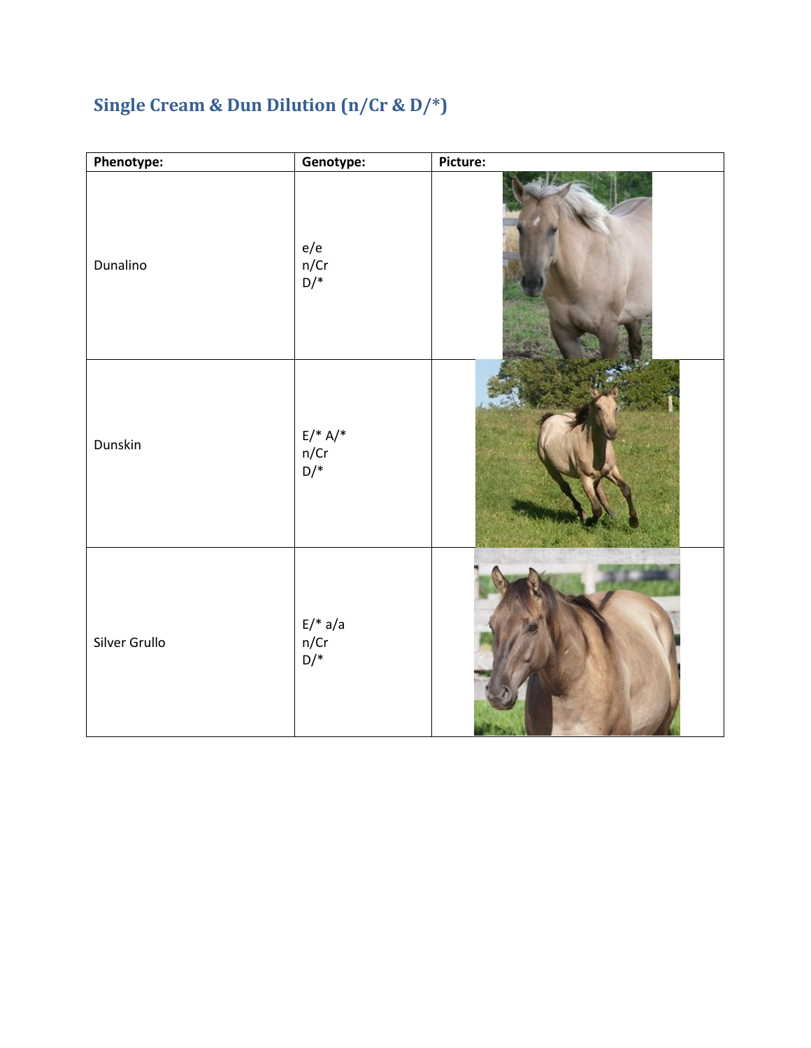## Single Cream & Dun Dilution (n/Cr & D/*)

| Phenotype: | Genotype: | Picture: |
|---|---|---|
| Dunalino | e/e<br>n/Cr<br>D/* | |
| Dunskin | E/* A/*<br>n/Cr<br>D/* | |
| Silver Grullo | E/* a/a<br>n/Cr<br>D/* | |